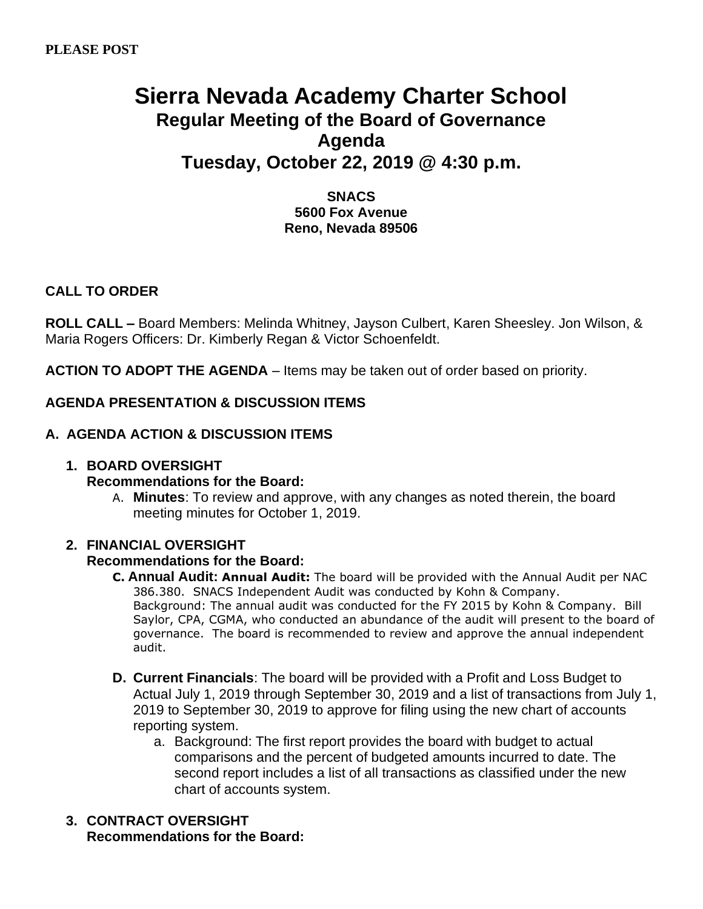**PLEASE POST**

# Sierra Nevada Academy Charter School

## Regular Meeting of the Board of Governance

## Agenda

## Tuesday, October 22, 2019 @ 4:30 p.m.

**SNACS**
**5600 Fox Avenue**
**Reno, Nevada 89506**

**CALL TO ORDER**

**ROLL CALL –** Board Members: Melinda Whitney, Jayson Culbert, Karen Sheesley. Jon Wilson, & Maria Rogers Officers: Dr. Kimberly Regan & Victor Schoenfeldt.

**ACTION TO ADOPT THE AGENDA** – Items may be taken out of order based on priority.

**AGENDA PRESENTATION & DISCUSSION ITEMS**

**A. AGENDA ACTION & DISCUSSION ITEMS**

1. **BOARD OVERSIGHT**
   **Recommendations for the Board:**
   A. **Minutes**: To review and approve, with any changes as noted therein, the board meeting minutes for October 1, 2019.

2. **FINANCIAL OVERSIGHT**
   **Recommendations for the Board:**
   **C. Annual Audit: Annual Audit:** The board will be provided with the Annual Audit per NAC 386.380. SNACS Independent Audit was conducted by Kohn & Company.
   Background: The annual audit was conducted for the FY 2015 by Kohn & Company. Bill Saylor, CPA, CGMA, who conducted an abundance of the audit will present to the board of governance. The board is recommended to review and approve the annual independent audit.

   **D. Current Financials**: The board will be provided with a Profit and Loss Budget to Actual July 1, 2019 through September 30, 2019 and a list of transactions from July 1, 2019 to September 30, 2019 to approve for filing using the new chart of accounts reporting system.
      a. Background: The first report provides the board with budget to actual comparisons and the percent of budgeted amounts incurred to date. The second report includes a list of all transactions as classified under the new chart of accounts system.

3. **CONTRACT OVERSIGHT**
   **Recommendations for the Board:**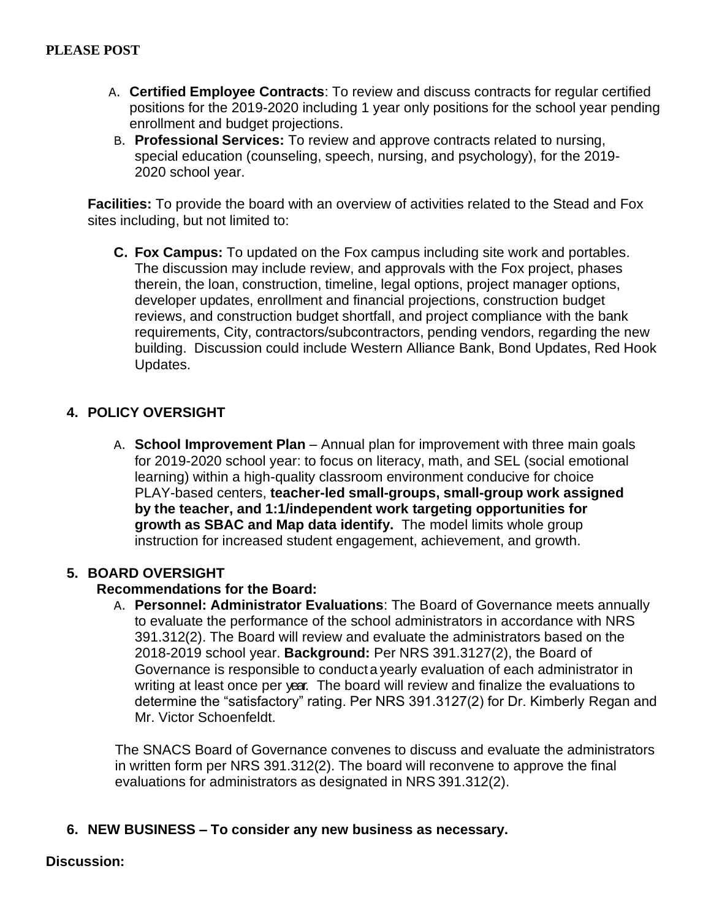**PLEASE POST**

A. **Certified Employee Contracts**: To review and discuss contracts for regular certified positions for the 2019-2020 including 1 year only positions for the school year pending enrollment and budget projections.

B. **Professional Services:** To review and approve contracts related to nursing, special education (counseling, speech, nursing, and psychology), for the 2019-2020 school year.

**Facilities:** To provide the board with an overview of activities related to the Stead and Fox sites including, but not limited to:

C. **Fox Campus:** To updated on the Fox campus including site work and portables. The discussion may include review, and approvals with the Fox project, phases therein, the loan, construction, timeline, legal options, project manager options, developer updates, enrollment and financial projections, construction budget reviews, and construction budget shortfall, and project compliance with the bank requirements, City, contractors/subcontractors, pending vendors, regarding the new building. Discussion could include Western Alliance Bank, Bond Updates, Red Hook Updates.

## 4. POLICY OVERSIGHT

A. **School Improvement Plan** – Annual plan for improvement with three main goals for 2019-2020 school year: to focus on literacy, math, and SEL (social emotional learning) within a high-quality classroom environment conducive for choice PLAY-based centers, **teacher-led small-groups, small-group work assigned by the teacher, and 1:1/independent work targeting opportunities for growth as SBAC and Map data identify.** The model limits whole group instruction for increased student engagement, achievement, and growth.

## 5. BOARD OVERSIGHT

**Recommendations for the Board:**

A. **Personnel: Administrator Evaluations**: The Board of Governance meets annually to evaluate the performance of the school administrators in accordance with NRS 391.312(2). The Board will review and evaluate the administrators based on the 2018-2019 school year. **Background:** Per NRS 391.3127(2), the Board of Governance is responsible to conduct a yearly evaluation of each administrator in writing at least once per year. The board will review and finalize the evaluations to determine the "satisfactory" rating. Per NRS 391.3127(2) for Dr. Kimberly Regan and Mr. Victor Schoenfeldt.

The SNACS Board of Governance convenes to discuss and evaluate the administrators in written form per NRS 391.312(2). The board will reconvene to approve the final evaluations for administrators as designated in NRS 391.312(2).

## 6. NEW BUSINESS – To consider any new business as necessary.

**Discussion:**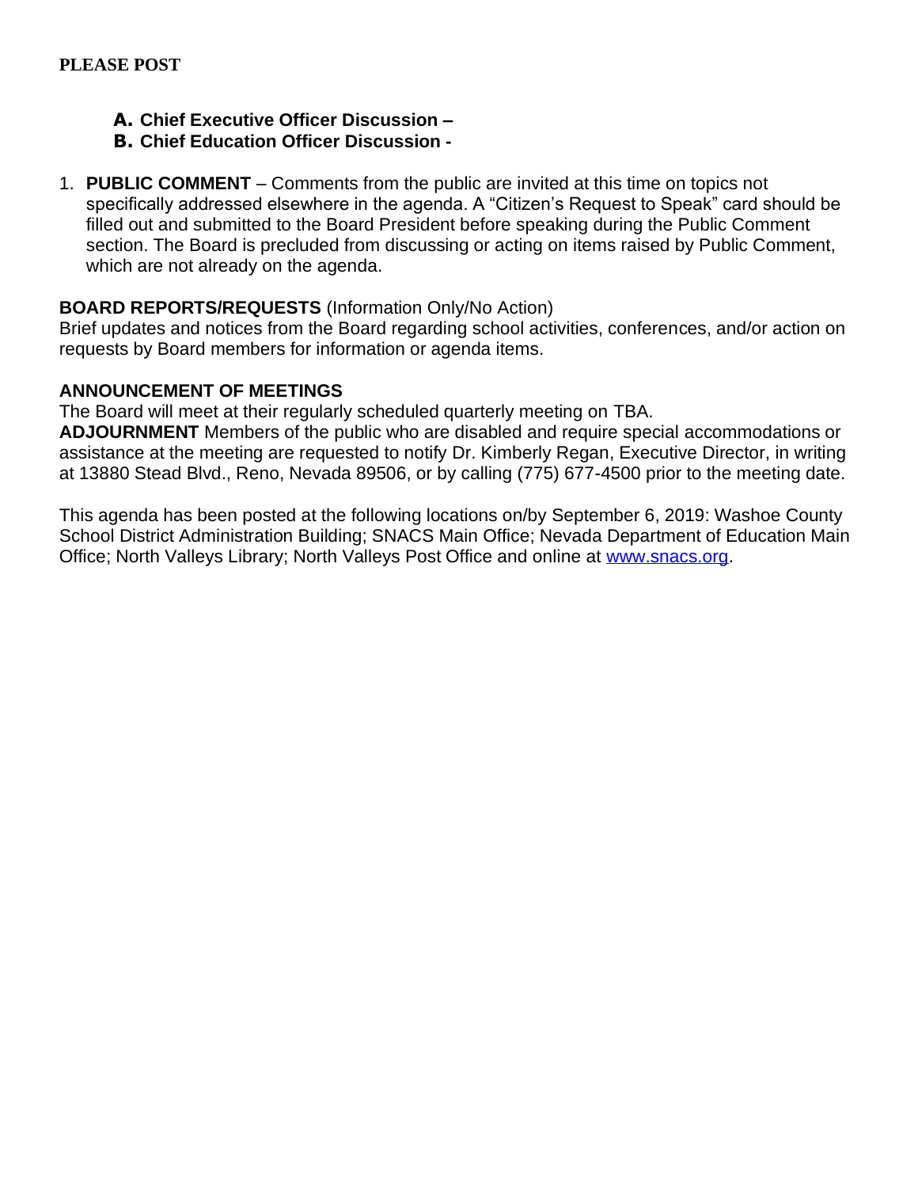**PLEASE POST**

- **A. Chief Executive Officer Discussion –**
- **B. Chief Education Officer Discussion -**

1. **PUBLIC COMMENT** – Comments from the public are invited at this time on topics not specifically addressed elsewhere in the agenda. A "Citizen's Request to Speak" card should be filled out and submitted to the Board President before speaking during the Public Comment section. The Board is precluded from discussing or acting on items raised by Public Comment, which are not already on the agenda.

**BOARD REPORTS/REQUESTS** (Information Only/No Action)
Brief updates and notices from the Board regarding school activities, conferences, and/or action on requests by Board members for information or agenda items.

**ANNOUNCEMENT OF MEETINGS**
The Board will meet at their regularly scheduled quarterly meeting on TBA.
**ADJOURNMENT** Members of the public who are disabled and require special accommodations or assistance at the meeting are requested to notify Dr. Kimberly Regan, Executive Director, in writing at 13880 Stead Blvd., Reno, Nevada 89506, or by calling (775) 677-4500 prior to the meeting date.

This agenda has been posted at the following locations on/by September 6, 2019: Washoe County School District Administration Building; SNACS Main Office; Nevada Department of Education Main Office; North Valleys Library; North Valleys Post Office and online at [www.snacs.org](http://www.snacs.org).